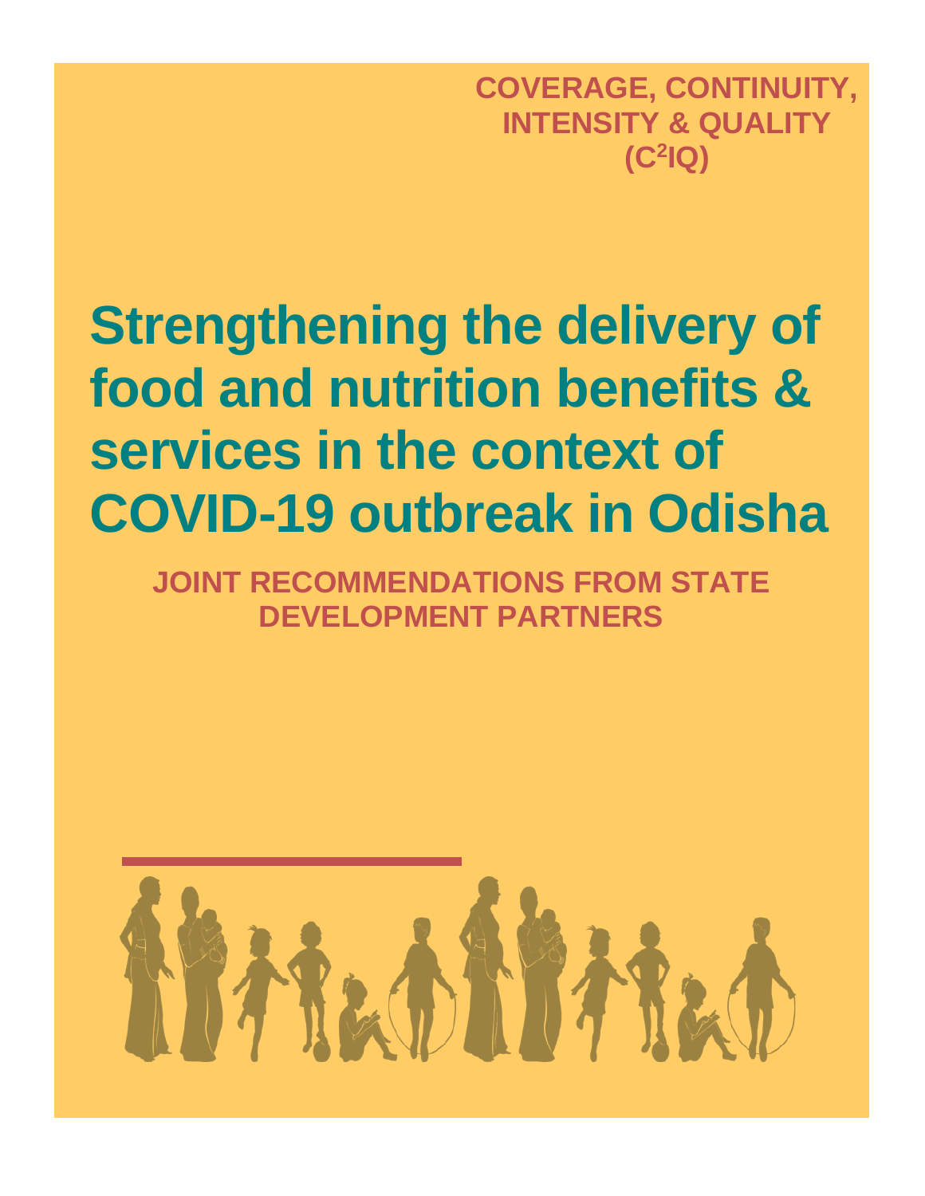**COVERAGE, CONTINUITY, INTENSITY & QUALITY ($C^2IQ$)**

# Strengthening the delivery of food and nutrition benefits & services in the context of COVID-19 outbreak in Odisha

## JOINT RECOMMENDATIONS FROM STATE DEVELOPMENT PARTNERS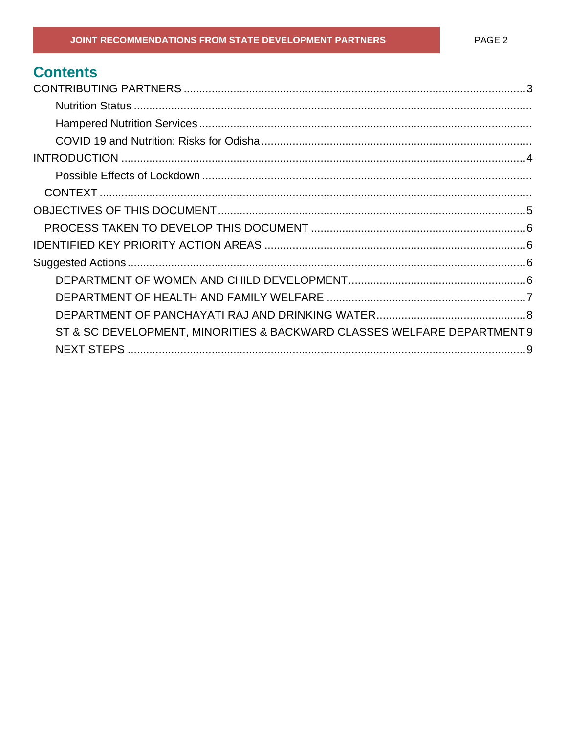# Contents

- CONTRIBUTING PARTNERS ....... 3
  - Nutrition Status .......
  - Hampered Nutrition Services .......
  - COVID 19 and Nutrition: Risks for Odisha .......
- INTRODUCTION ....... 4
  - Possible Effects of Lockdown .......
  - CONTEXT .......
- OBJECTIVES OF THIS DOCUMENT ....... 5
  - PROCESS TAKEN TO DEVELOP THIS DOCUMENT ....... 6
- IDENTIFIED KEY PRIORITY ACTION AREAS ....... 6
- Suggested Actions ....... 6
  - DEPARTMENT OF WOMEN AND CHILD DEVELOPMENT ....... 6
  - DEPARTMENT OF HEALTH AND FAMILY WELFARE ....... 7
  - DEPARTMENT OF PANCHAYATI RAJ AND DRINKING WATER ....... 8
  - ST & SC DEVELOPMENT, MINORITIES & BACKWARD CLASSES WELFARE DEPARTMENT ....... 9
  - NEXT STEPS ....... 9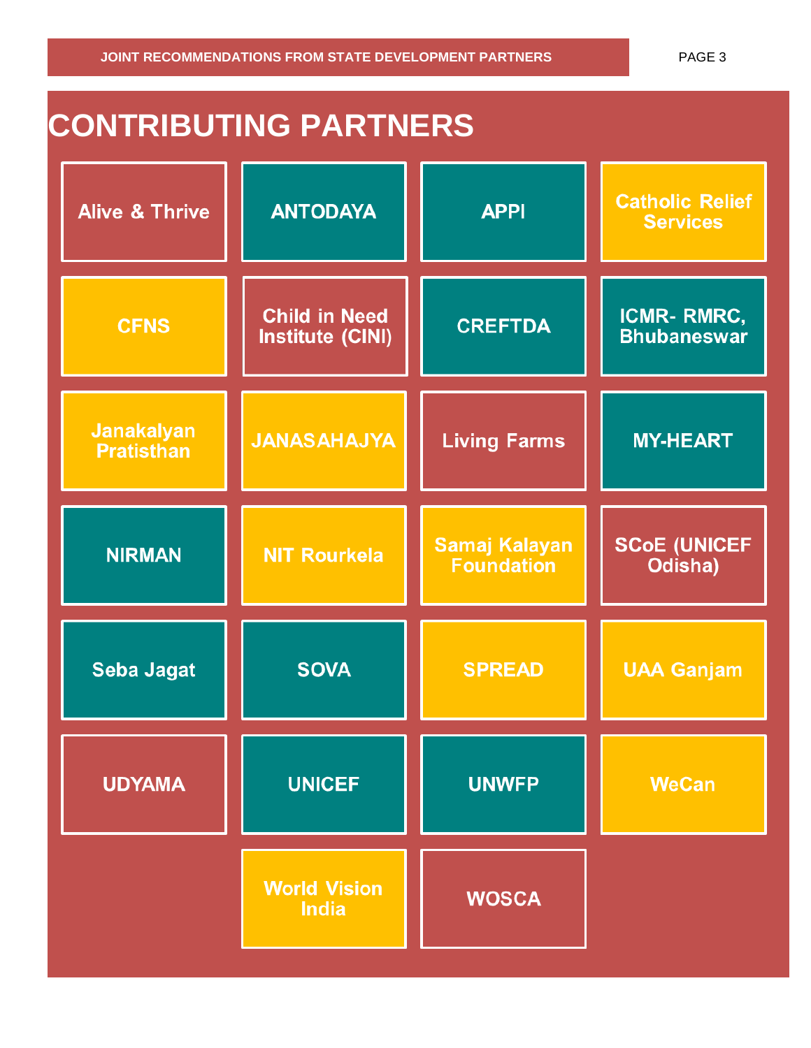# CONTRIBUTING PARTNERS

- Alive & Thrive
- ANTODAYA
- APPI
- Catholic Relief Services
- CFNS
- Child in Need Institute (CINI)
- CREFTDA
- ICMR- RMRC, Bhubaneswar
- Janakalyan Pratisthan
- JANASAHAJYA
- Living Farms
- MY-HEART
- NIRMAN
- NIT Rourkela
- Samaj Kalayan Foundation
- SCoE (UNICEF Odisha)
- Seba Jagat
- SOVA
- SPREAD
- UAA Ganjam
- UDYAMA
- UNICEF
- UNWFP
- WeCan
- World Vision India
- WOSCA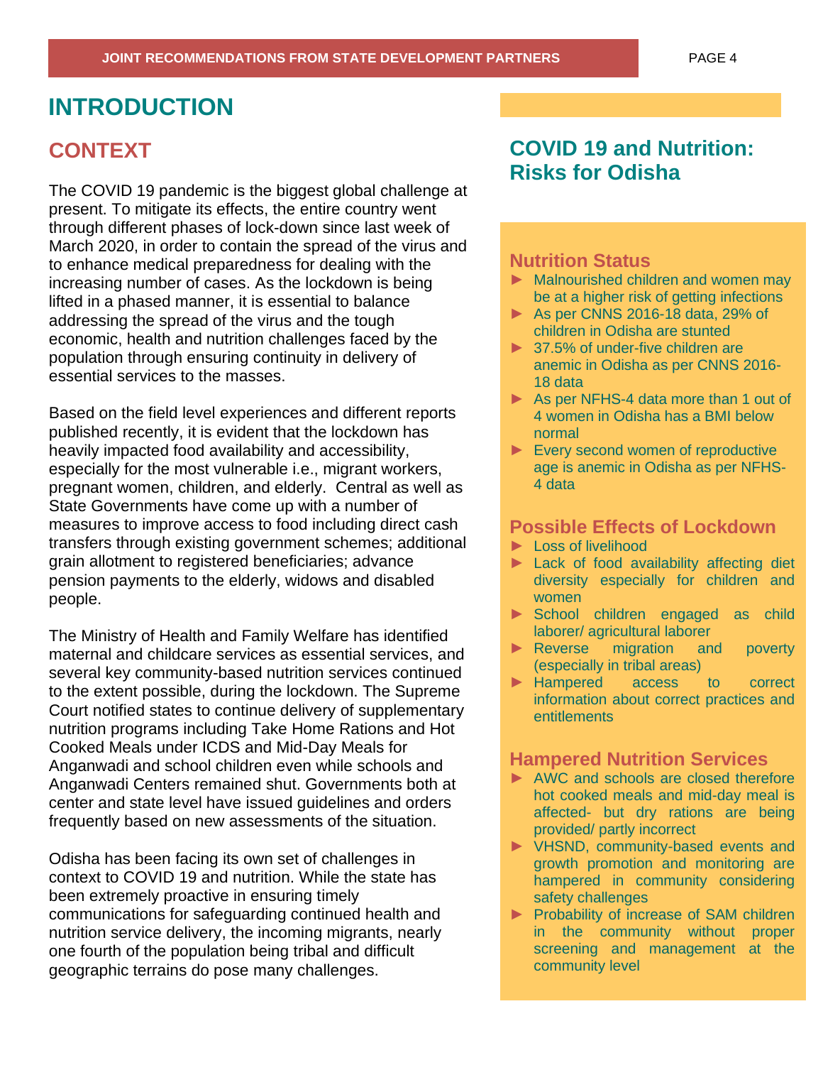# INTRODUCTION

## CONTEXT

The COVID 19 pandemic is the biggest global challenge at present. To mitigate its effects, the entire country went through different phases of lock-down since last week of March 2020, in order to contain the spread of the virus and to enhance medical preparedness for dealing with the increasing number of cases. As the lockdown is being lifted in a phased manner, it is essential to balance addressing the spread of the virus and the tough economic, health and nutrition challenges faced by the population through ensuring continuity in delivery of essential services to the masses.

Based on the field level experiences and different reports published recently, it is evident that the lockdown has heavily impacted food availability and accessibility, especially for the most vulnerable i.e., migrant workers, pregnant women, children, and elderly. Central as well as State Governments have come up with a number of measures to improve access to food including direct cash transfers through existing government schemes; additional grain allotment to registered beneficiaries; advance pension payments to the elderly, widows and disabled people.

The Ministry of Health and Family Welfare has identified maternal and childcare services as essential services, and several key community-based nutrition services continued to the extent possible, during the lockdown. The Supreme Court notified states to continue delivery of supplementary nutrition programs including Take Home Rations and Hot Cooked Meals under ICDS and Mid-Day Meals for Anganwadi and school children even while schools and Anganwadi Centers remained shut. Governments both at center and state level have issued guidelines and orders frequently based on new assessments of the situation.

Odisha has been facing its own set of challenges in context to COVID 19 and nutrition. While the state has been extremely proactive in ensuring timely communications for safeguarding continued health and nutrition service delivery, the incoming migrants, nearly one fourth of the population being tribal and difficult geographic terrains do pose many challenges.

## COVID 19 and Nutrition: Risks for Odisha

### Nutrition Status

- Malnourished children and women may be at a higher risk of getting infections
- As per CNNS 2016-18 data, 29% of children in Odisha are stunted
- 37.5% of under-five children are anemic in Odisha as per CNNS 2016-18 data
- As per NFHS-4 data more than 1 out of 4 women in Odisha has a BMI below normal
- Every second women of reproductive age is anemic in Odisha as per NFHS-4 data

### Possible Effects of Lockdown

- Loss of livelihood
- Lack of food availability affecting diet diversity especially for children and women
- School children engaged as child laborer/ agricultural laborer
- Reverse migration and poverty (especially in tribal areas)
- Hampered access to correct information about correct practices and entitlements

### Hampered Nutrition Services

- AWC and schools are closed therefore hot cooked meals and mid-day meal is affected- but dry rations are being provided/ partly incorrect
- VHSND, community-based events and growth promotion and monitoring are hampered in community considering safety challenges
- Probability of increase of SAM children in the community without proper screening and management at the community level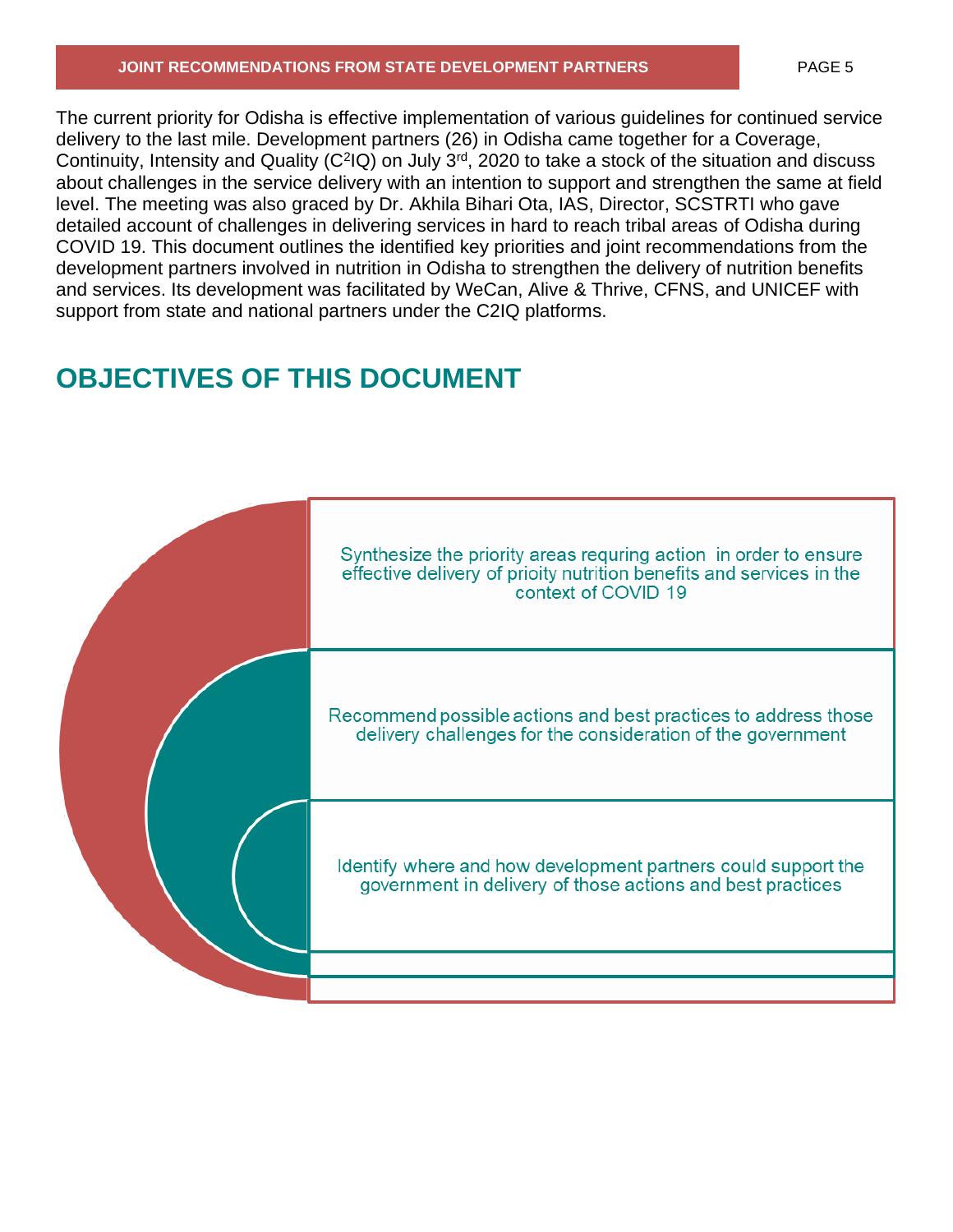The current priority for Odisha is effective implementation of various guidelines for continued service delivery to the last mile. Development partners (26) in Odisha came together for a Coverage, Continuity, Intensity and Quality ($C^2IQ$) on July 3rd, 2020 to take a stock of the situation and discuss about challenges in the service delivery with an intention to support and strengthen the same at field level. The meeting was also graced by Dr. Akhila Bihari Ota, IAS, Director, SCSTRTI who gave detailed account of challenges in delivering services in hard to reach tribal areas of Odisha during COVID 19. This document outlines the identified key priorities and joint recommendations from the development partners involved in nutrition in Odisha to strengthen the delivery of nutrition benefits and services. Its development was facilitated by WeCan, Alive & Thrive, CFNS, and UNICEF with support from state and national partners under the C2IQ platforms.

## OBJECTIVES OF THIS DOCUMENT

- Synthesize the priority areas requring action in order to ensure effective delivery of prioity nutrition benefits and services in the context of COVID 19
- Recommend possible actions and best practices to address those delivery challenges for the consideration of the government
- Identify where and how development partners could support the government in delivery of those actions and best practices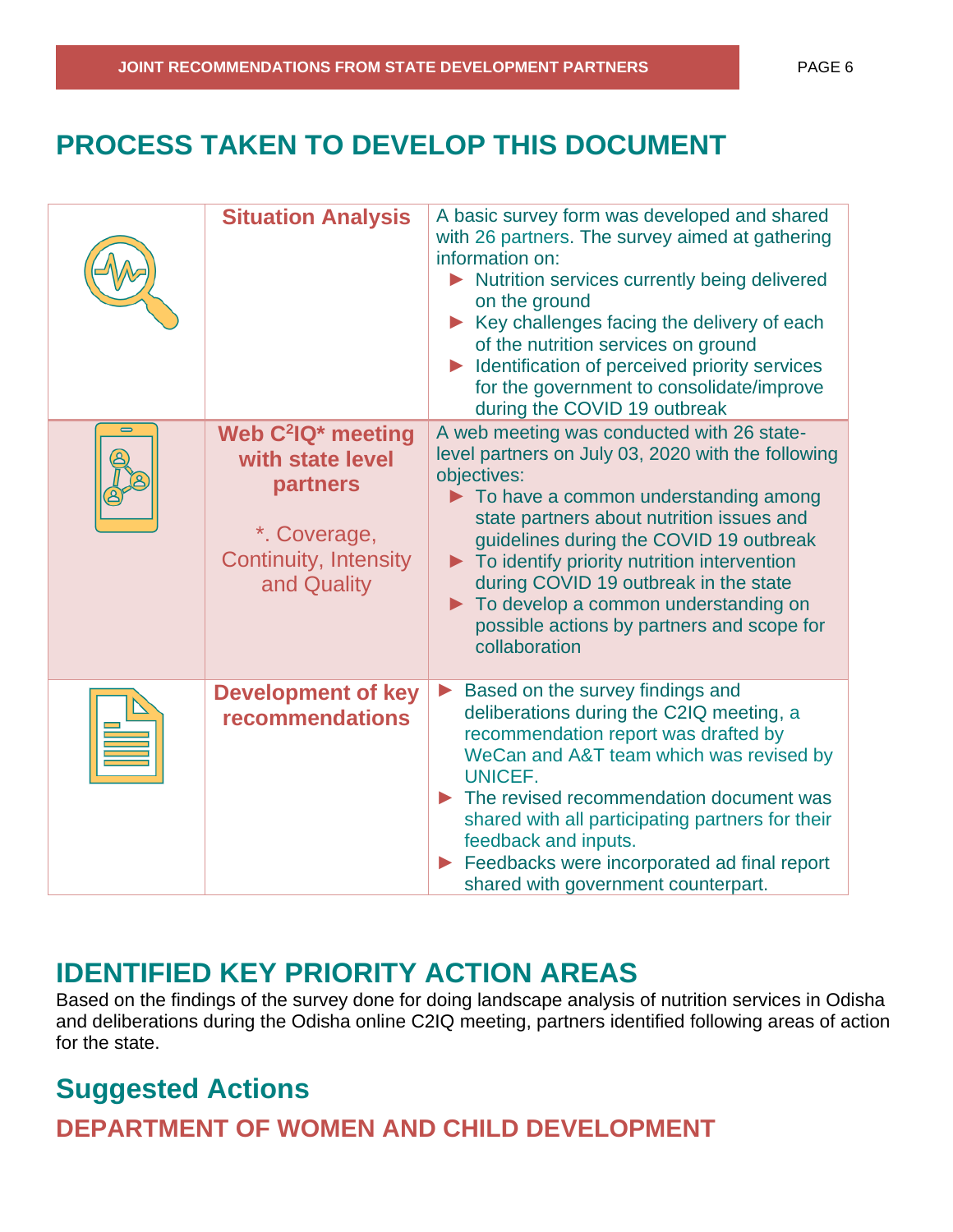## PROCESS TAKEN TO DEVELOP THIS DOCUMENT

| | | |
|---|---|---|
| | **Situation Analysis** | A basic survey form was developed and shared with 26 partners. The survey aimed at gathering information on:<br>► Nutrition services currently being delivered on the ground<br>► Key challenges facing the delivery of each of the nutrition services on ground<br>► Identification of perceived priority services for the government to consolidate/improve during the COVID 19 outbreak |
| | **Web $C^2IQ$* meeting with state level partners**<br><br>*. Coverage, Continuity, Intensity and Quality | A web meeting was conducted with 26 state-level partners on July 03, 2020 with the following objectives:<br>► To have a common understanding among state partners about nutrition issues and guidelines during the COVID 19 outbreak<br>► To identify priority nutrition intervention during COVID 19 outbreak in the state<br>► To develop a common understanding on possible actions by partners and scope for collaboration |
| | **Development of key recommendations** | ► Based on the survey findings and deliberations during the C2IQ meeting, a recommendation report was drafted by WeCan and A&T team which was revised by UNICEF.<br>► The revised recommendation document was shared with all participating partners for their feedback and inputs.<br>► Feedbacks were incorporated ad final report shared with government counterpart. |

## IDENTIFIED KEY PRIORITY ACTION AREAS

Based on the findings of the survey done for doing landscape analysis of nutrition services in Odisha and deliberations during the Odisha online C2IQ meeting, partners identified following areas of action for the state.

## Suggested Actions

### DEPARTMENT OF WOMEN AND CHILD DEVELOPMENT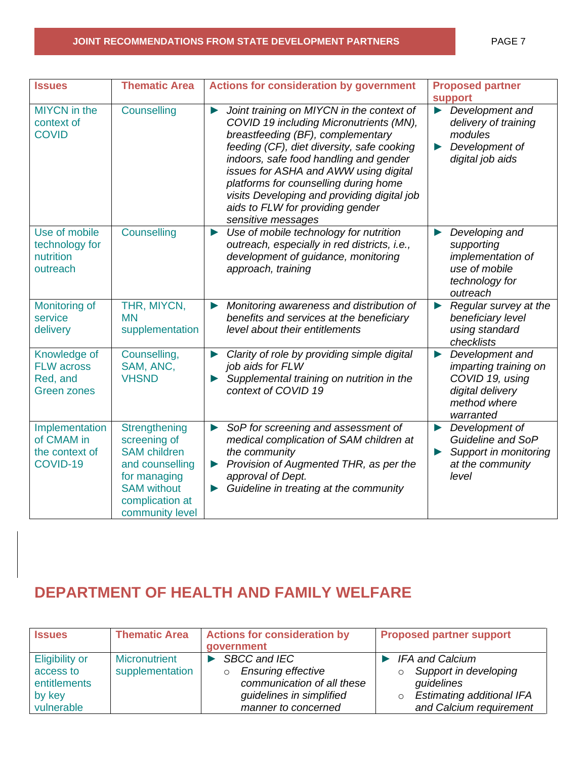| Issues | Thematic Area | Actions for consideration by government | Proposed partner support |
|---|---|---|---|
| MIYCN in the context of COVID | Counselling | ► *Joint training on MIYCN in the context of COVID 19 including Micronutrients (MN), breastfeeding (BF), complementary feeding (CF), diet diversity, safe cooking indoors, safe food handling and gender issues for ASHA and AWW using digital platforms for counselling during home visits Developing and providing digital job aids to FLW for providing gender sensitive messages* | ► *Development and delivery of training modules*<br>► *Development of digital job aids* |
| Use of mobile technology for nutrition outreach | Counselling | ► *Use of mobile technology for nutrition outreach, especially in red districts, i.e., development of guidance, monitoring approach, training* | ► *Developing and supporting implementation of use of mobile technology for outreach* |
| Monitoring of service delivery | THR, MIYCN, MN supplementation | ► *Monitoring awareness and distribution of benefits and services at the beneficiary level about their entitlements* | ► *Regular survey at the beneficiary level using standard checklists* |
| Knowledge of FLW across Red, and Green zones | Counselling, SAM, ANC, VHSND | ► *Clarity of role by providing simple digital job aids for FLW*<br>► *Supplemental training on nutrition in the context of COVID 19* | ► *Development and imparting training on COVID 19, using digital delivery method where warranted* |
| Implementation of CMAM in the context of COVID-19 | Strengthening screening of SAM children and counselling for managing SAM without complication at community level | ► *SoP for screening and assessment of medical complication of SAM children at the community*<br>► *Provision of Augmented THR, as per the approval of Dept.*<br>► *Guideline in treating at the community* | ► *Development of Guideline and SoP*<br>► *Support in monitoring at the community level* |

## DEPARTMENT OF HEALTH AND FAMILY WELFARE

| Issues | Thematic Area | Actions for consideration by government | Proposed partner support |
|---|---|---|---|
| Eligibility or access to entitlements by key vulnerable | Micronutrient supplementation | ► *SBCC and IEC*<br>○ *Ensuring effective communication of all these guidelines in simplified manner to concerned* | ► *IFA and Calcium*<br>○ *Support in developing guidelines*<br>○ *Estimating additional IFA and Calcium requirement* |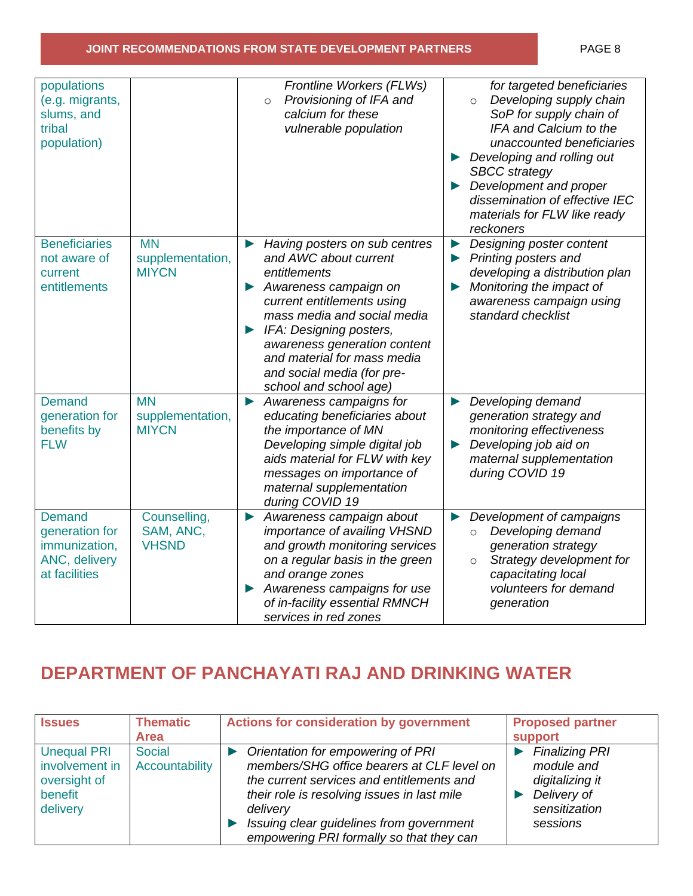| | | | |
|---|---|---|---|
| populations (e.g. migrants, slums, and tribal population) | | *Frontline Workers (FLWs)*<br>○ *Provisioning of IFA and calcium for these vulnerable population* | *for targeted beneficiaries*<br>○ *Developing supply chain SoP for supply chain of IFA and Calcium to the unaccounted beneficiaries*<br>► *Developing and rolling out SBCC strategy*<br>► *Development and proper dissemination of effective IEC materials for FLW like ready reckoners* |
| Beneficiaries not aware of current entitlements | MN supplementation, MIYCN | ► *Having posters on sub centres and AWC about current entitlements*<br>► *Awareness campaign on current entitlements using mass media and social media*<br>► *IFA: Designing posters, awareness generation content and material for mass media and social media (for pre-school and school age)* | ► *Designing poster content*<br>► *Printing posters and developing a distribution plan*<br>► *Monitoring the impact of awareness campaign using standard checklist* |
| Demand generation for benefits by FLW | MN supplementation, MIYCN | ► *Awareness campaigns for educating beneficiaries about the importance of MN Developing simple digital job aids material for FLW with key messages on importance of maternal supplementation during COVID 19* | ► *Developing demand generation strategy and monitoring effectiveness*<br>► *Developing job aid on maternal supplementation during COVID 19* |
| Demand generation for immunization, ANC, delivery at facilities | Counselling, SAM, ANC, VHSND | ► *Awareness campaign about importance of availing VHSND and growth monitoring services on a regular basis in the green and orange zones*<br>► *Awareness campaigns for use of in-facility essential RMNCH services in red zones* | ► *Development of campaigns*<br>○ *Developing demand generation strategy*<br>○ *Strategy development for capacitating local volunteers for demand generation* |

## DEPARTMENT OF PANCHAYATI RAJ AND DRINKING WATER

| Issues | Thematic Area | Actions for consideration by government | Proposed partner support |
|---|---|---|---|
| Unequal PRI involvement in oversight of benefit delivery | Social Accountability | ► *Orientation for empowering of PRI members/SHG office bearers at CLF level on the current services and entitlements and their role is resolving issues in last mile delivery*<br>► *Issuing clear guidelines from government empowering PRI formally so that they can* | ► *Finalizing PRI module and digitalizing it*<br>► *Delivery of sensitization sessions* |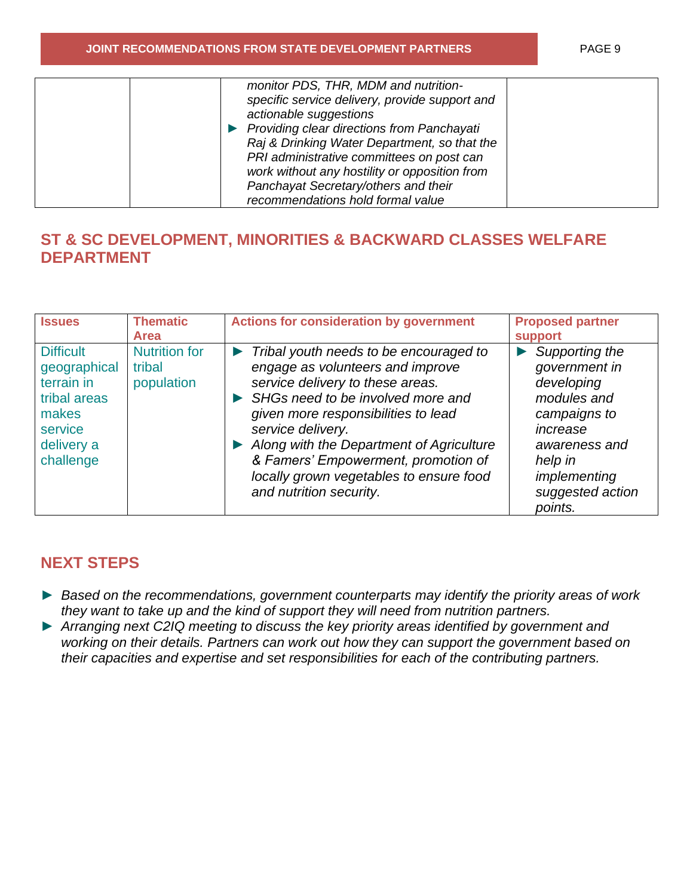| | | | |
|---|---|---|---|
| | | *monitor PDS, THR, MDM and nutrition-specific service delivery, provide support and actionable suggestions*<br>► *Providing clear directions from Panchayati Raj & Drinking Water Department, so that the PRI administrative committees on post can work without any hostility or opposition from Panchayat Secretary/others and their recommendations hold formal value* | |

## ST & SC DEVELOPMENT, MINORITIES & BACKWARD CLASSES WELFARE DEPARTMENT

| Issues | Thematic Area | Actions for consideration by government | Proposed partner support |
|---|---|---|---|
| Difficult geographical terrain in tribal areas makes service delivery a challenge | Nutrition for tribal population | ► *Tribal youth needs to be encouraged to engage as volunteers and improve service delivery to these areas.*<br>► *SHGs need to be involved more and given more responsibilities to lead service delivery.*<br>► *Along with the Department of Agriculture & Famers' Empowerment, promotion of locally grown vegetables to ensure food and nutrition security.* | ► *Supporting the government in developing modules and campaigns to increase awareness and help in implementing suggested action points.* |

## NEXT STEPS

- *Based on the recommendations, government counterparts may identify the priority areas of work they want to take up and the kind of support they will need from nutrition partners.*
- *Arranging next C2IQ meeting to discuss the key priority areas identified by government and working on their details. Partners can work out how they can support the government based on their capacities and expertise and set responsibilities for each of the contributing partners.*